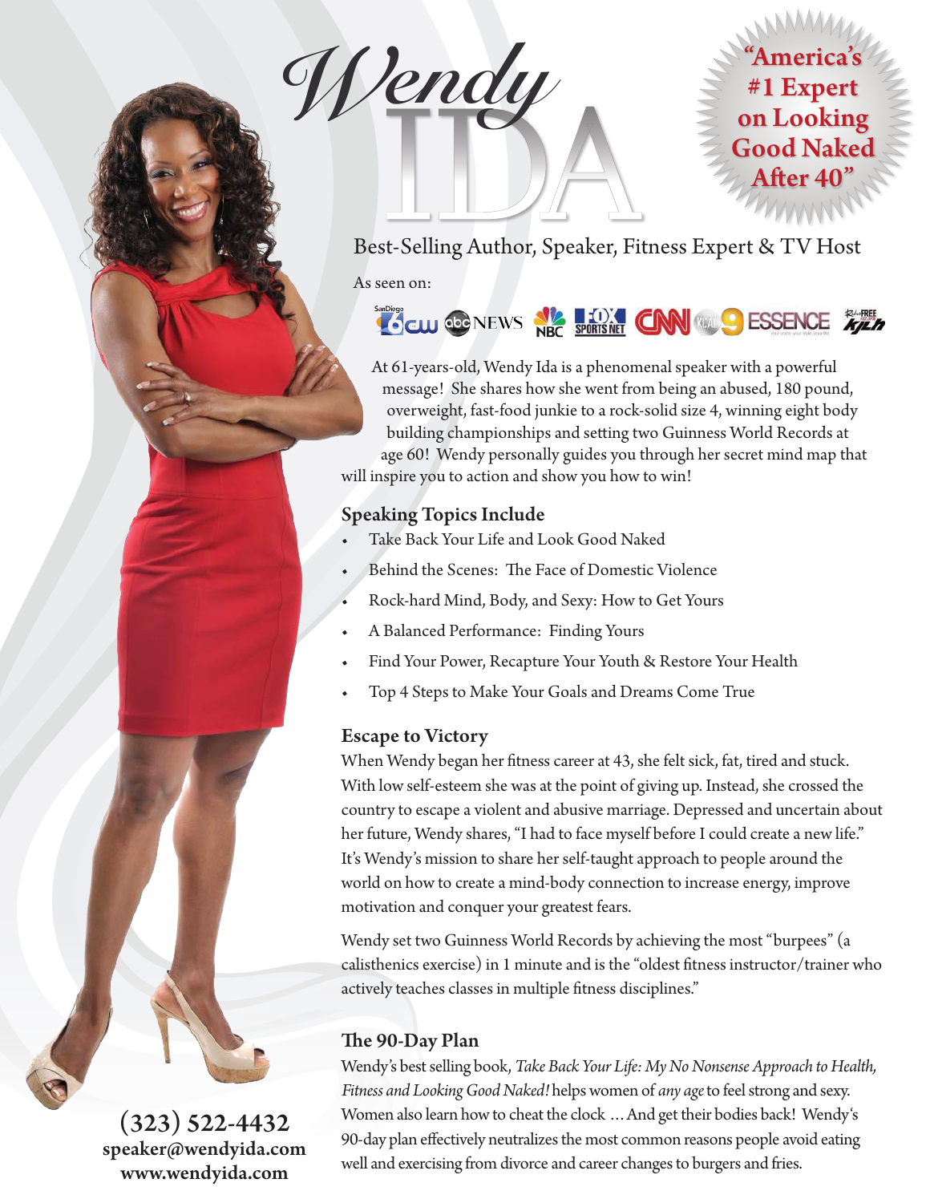# Wendy IDA

**"America's #1 Expert on Looking Good Naked After 40"**

Best-Selling Author, Speaker, Fitness Expert & TV Host

As seen on:

At 61-years-old, Wendy Ida is a phenomenal speaker with a powerful message! She shares how she went from being an abused, 180 pound, overweight, fast-food junkie to a rock-solid size 4, winning eight body building championships and setting two Guinness World Records at age 60! Wendy personally guides you through her secret mind map that will inspire you to action and show you how to win!

## Speaking Topics Include

- Take Back Your Life and Look Good Naked
- Behind the Scenes: The Face of Domestic Violence
- Rock-hard Mind, Body, and Sexy: How to Get Yours
- A Balanced Performance: Finding Yours
- Find Your Power, Recapture Your Youth & Restore Your Health
- Top 4 Steps to Make Your Goals and Dreams Come True

## Escape to Victory

When Wendy began her fitness career at 43, she felt sick, fat, tired and stuck. With low self-esteem she was at the point of giving up. Instead, she crossed the country to escape a violent and abusive marriage. Depressed and uncertain about her future, Wendy shares, "I had to face myself before I could create a new life." It's Wendy's mission to share her self-taught approach to people around the world on how to create a mind-body connection to increase energy, improve motivation and conquer your greatest fears.

Wendy set two Guinness World Records by achieving the most "burpees" (a calisthenics exercise) in 1 minute and is the "oldest fitness instructor/trainer who actively teaches classes in multiple fitness disciplines."

## The 90-Day Plan

Wendy's best selling book, *Take Back Your Life: My No Nonsense Approach to Health, Fitness and Looking Good Naked!* helps women of *any age* to feel strong and sexy. Women also learn how to cheat the clock …And get their bodies back! Wendy's 90-day plan effectively neutralizes the most common reasons people avoid eating well and exercising from divorce and career changes to burgers and fries.

**(323) 522-4432**
**speaker@wendyida.com**
**www.wendyida.com**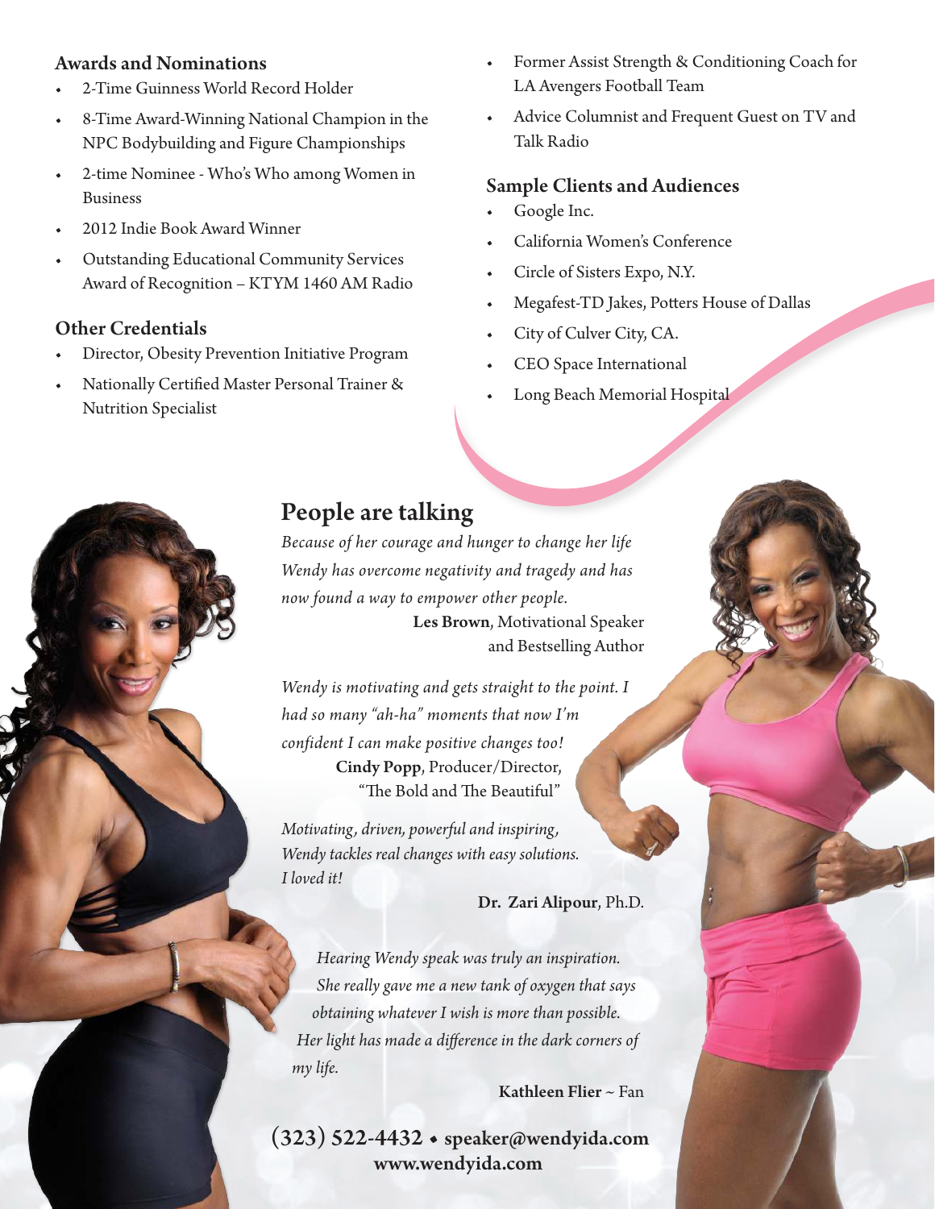## Awards and Nominations

- 2-Time Guinness World Record Holder
- 8-Time Award-Winning National Champion in the NPC Bodybuilding and Figure Championships
- 2-time Nominee - Who's Who among Women in Business
- 2012 Indie Book Award Winner
- Outstanding Educational Community Services Award of Recognition – KTYM 1460 AM Radio

## Other Credentials

- Director, Obesity Prevention Initiative Program
- Nationally Certified Master Personal Trainer & Nutrition Specialist
- Former Assist Strength & Conditioning Coach for LA Avengers Football Team
- Advice Columnist and Frequent Guest on TV and Talk Radio

## Sample Clients and Audiences

- Google Inc.
- California Women's Conference
- Circle of Sisters Expo, N.Y.
- Megafest-TD Jakes, Potters House of Dallas
- City of Culver City, CA.
- CEO Space International
- Long Beach Memorial Hospital

## People are talking

*Because of her courage and hunger to change her life Wendy has overcome negativity and tragedy and has now found a way to empower other people.*

**Les Brown**, Motivational Speaker and Bestselling Author

*Wendy is motivating and gets straight to the point. I had so many "ah-ha" moments that now I'm confident I can make positive changes too!*

**Cindy Popp**, Producer/Director, "The Bold and The Beautiful"

*Motivating, driven, powerful and inspiring, Wendy tackles real changes with easy solutions. I loved it!*

**Dr. Zari Alipour**, Ph.D.

*Hearing Wendy speak was truly an inspiration. She really gave me a new tank of oxygen that says obtaining whatever I wish is more than possible. Her light has made a difference in the dark corners of my life.*

**Kathleen Flier** ~ Fan

**(323) 522-4432 • speaker@wendyida.com**
**www.wendyida.com**